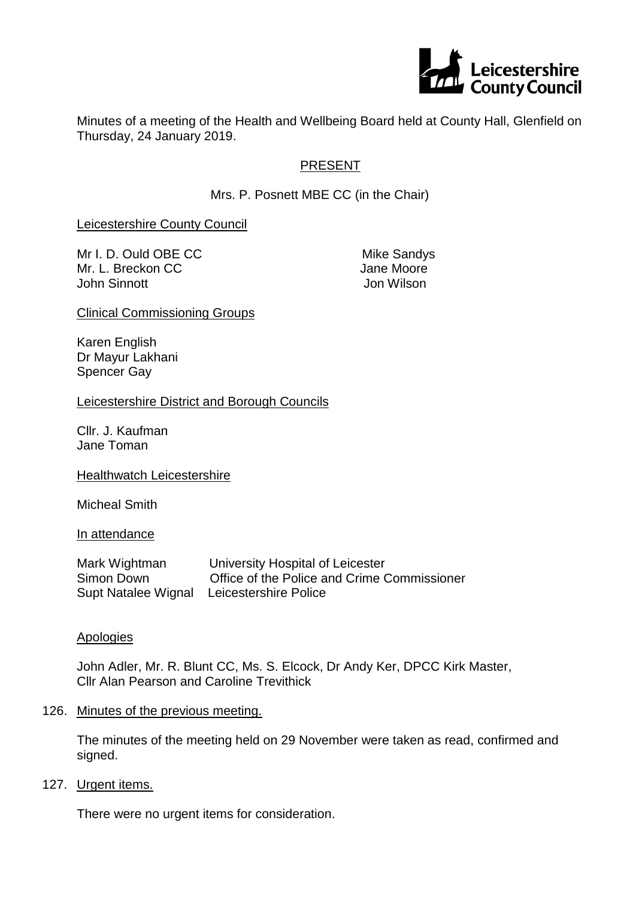Minutes of a meeting of the Health and Wellbeing Board held at County Hall, Glenfield on Thursday, 24 January 2019.

## PRESENT

Mrs. P. Posnett MBE CC (in the Chair)

Leicestershire County Council

| | |
|---|---|
| Mr I. D. Ould OBE CC | Mike Sandys |
| Mr. L. Breckon CC | Jane Moore |
| John Sinnott | Jon Wilson |

Clinical Commissioning Groups

Karen English
Dr Mayur Lakhani
Spencer Gay

Leicestershire District and Borough Councils

Cllr. J. Kaufman
Jane Toman

Healthwatch Leicestershire

Micheal Smith

In attendance

| | |
|---|---|
| Mark Wightman | University Hospital of Leicester |
| Simon Down | Office of the Police and Crime Commissioner |
| Supt Natalee Wignal | Leicestershire Police |

Apologies

John Adler, Mr. R. Blunt CC, Ms. S. Elcock, Dr Andy Ker, DPCC Kirk Master, Cllr Alan Pearson and Caroline Trevithick

126. Minutes of the previous meeting.

The minutes of the meeting held on 29 November were taken as read, confirmed and signed.

127. Urgent items.

There were no urgent items for consideration.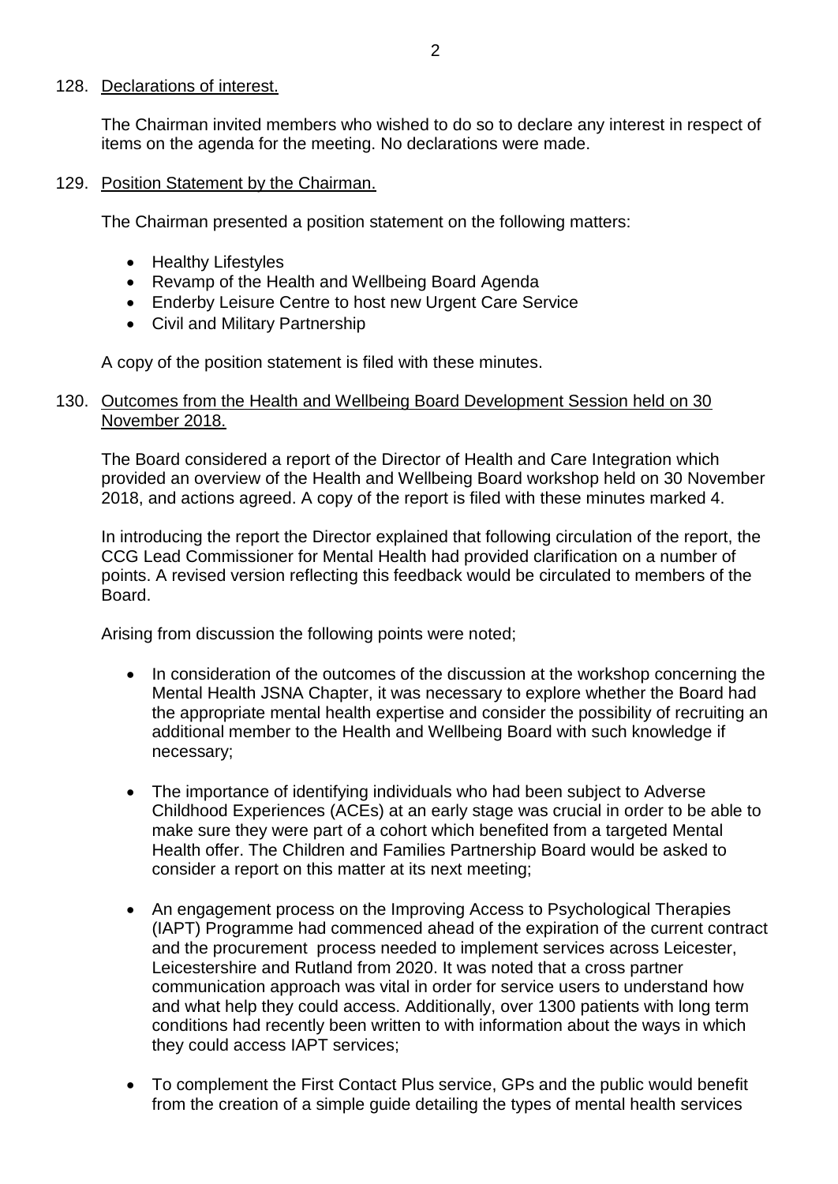128. Declarations of interest.

The Chairman invited members who wished to do so to declare any interest in respect of items on the agenda for the meeting. No declarations were made.

129. Position Statement by the Chairman.

The Chairman presented a position statement on the following matters:

- Healthy Lifestyles
- Revamp of the Health and Wellbeing Board Agenda
- Enderby Leisure Centre to host new Urgent Care Service
- Civil and Military Partnership

A copy of the position statement is filed with these minutes.

130. Outcomes from the Health and Wellbeing Board Development Session held on 30 November 2018.

The Board considered a report of the Director of Health and Care Integration which provided an overview of the Health and Wellbeing Board workshop held on 30 November 2018, and actions agreed. A copy of the report is filed with these minutes marked 4.

In introducing the report the Director explained that following circulation of the report, the CCG Lead Commissioner for Mental Health had provided clarification on a number of points. A revised version reflecting this feedback would be circulated to members of the Board.

Arising from discussion the following points were noted;

- In consideration of the outcomes of the discussion at the workshop concerning the Mental Health JSNA Chapter, it was necessary to explore whether the Board had the appropriate mental health expertise and consider the possibility of recruiting an additional member to the Health and Wellbeing Board with such knowledge if necessary;

- The importance of identifying individuals who had been subject to Adverse Childhood Experiences (ACEs) at an early stage was crucial in order to be able to make sure they were part of a cohort which benefited from a targeted Mental Health offer. The Children and Families Partnership Board would be asked to consider a report on this matter at its next meeting;

- An engagement process on the Improving Access to Psychological Therapies (IAPT) Programme had commenced ahead of the expiration of the current contract and the procurement process needed to implement services across Leicester, Leicestershire and Rutland from 2020. It was noted that a cross partner communication approach was vital in order for service users to understand how and what help they could access. Additionally, over 1300 patients with long term conditions had recently been written to with information about the ways in which they could access IAPT services;

- To complement the First Contact Plus service, GPs and the public would benefit from the creation of a simple guide detailing the types of mental health services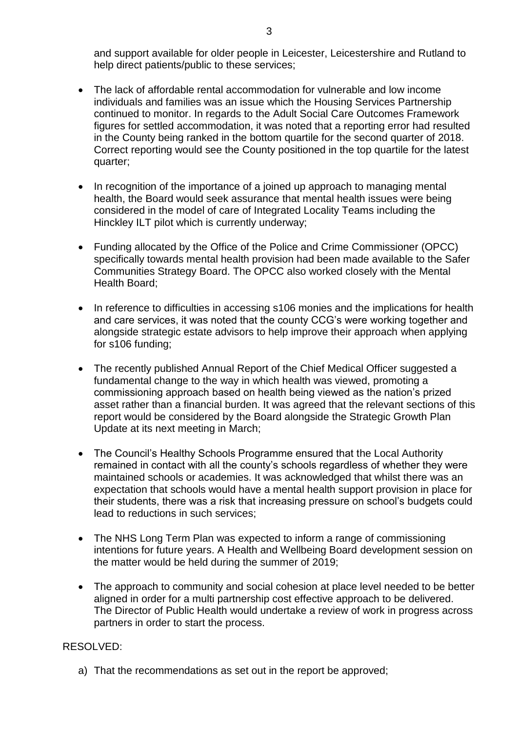and support available for older people in Leicester, Leicestershire and Rutland to help direct patients/public to these services;

- The lack of affordable rental accommodation for vulnerable and low income individuals and families was an issue which the Housing Services Partnership continued to monitor. In regards to the Adult Social Care Outcomes Framework figures for settled accommodation, it was noted that a reporting error had resulted in the County being ranked in the bottom quartile for the second quarter of 2018. Correct reporting would see the County positioned in the top quartile for the latest quarter;

- In recognition of the importance of a joined up approach to managing mental health, the Board would seek assurance that mental health issues were being considered in the model of care of Integrated Locality Teams including the Hinckley ILT pilot which is currently underway;

- Funding allocated by the Office of the Police and Crime Commissioner (OPCC) specifically towards mental health provision had been made available to the Safer Communities Strategy Board. The OPCC also worked closely with the Mental Health Board;

- In reference to difficulties in accessing s106 monies and the implications for health and care services, it was noted that the county CCG's were working together and alongside strategic estate advisors to help improve their approach when applying for s106 funding;

- The recently published Annual Report of the Chief Medical Officer suggested a fundamental change to the way in which health was viewed, promoting a commissioning approach based on health being viewed as the nation's prized asset rather than a financial burden. It was agreed that the relevant sections of this report would be considered by the Board alongside the Strategic Growth Plan Update at its next meeting in March;

- The Council's Healthy Schools Programme ensured that the Local Authority remained in contact with all the county's schools regardless of whether they were maintained schools or academies. It was acknowledged that whilst there was an expectation that schools would have a mental health support provision in place for their students, there was a risk that increasing pressure on school's budgets could lead to reductions in such services;

- The NHS Long Term Plan was expected to inform a range of commissioning intentions for future years. A Health and Wellbeing Board development session on the matter would be held during the summer of 2019;

- The approach to community and social cohesion at place level needed to be better aligned in order for a multi partnership cost effective approach to be delivered. The Director of Public Health would undertake a review of work in progress across partners in order to start the process.

RESOLVED:

a) That the recommendations as set out in the report be approved;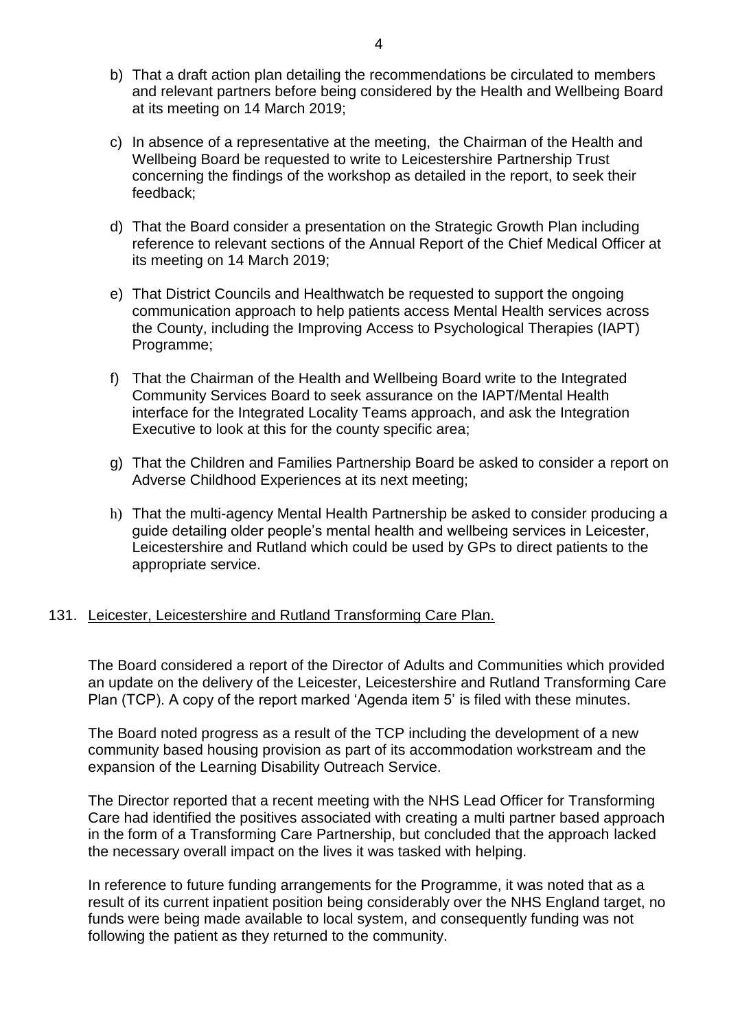b) That a draft action plan detailing the recommendations be circulated to members and relevant partners before being considered by the Health and Wellbeing Board at its meeting on 14 March 2019;

c) In absence of a representative at the meeting, the Chairman of the Health and Wellbeing Board be requested to write to Leicestershire Partnership Trust concerning the findings of the workshop as detailed in the report, to seek their feedback;

d) That the Board consider a presentation on the Strategic Growth Plan including reference to relevant sections of the Annual Report of the Chief Medical Officer at its meeting on 14 March 2019;

e) That District Councils and Healthwatch be requested to support the ongoing communication approach to help patients access Mental Health services across the County, including the Improving Access to Psychological Therapies (IAPT) Programme;

f) That the Chairman of the Health and Wellbeing Board write to the Integrated Community Services Board to seek assurance on the IAPT/Mental Health interface for the Integrated Locality Teams approach, and ask the Integration Executive to look at this for the county specific area;

g) That the Children and Families Partnership Board be asked to consider a report on Adverse Childhood Experiences at its next meeting;

h) That the multi-agency Mental Health Partnership be asked to consider producing a guide detailing older people's mental health and wellbeing services in Leicester, Leicestershire and Rutland which could be used by GPs to direct patients to the appropriate service.

131. <u>Leicester, Leicestershire and Rutland Transforming Care Plan.</u>

The Board considered a report of the Director of Adults and Communities which provided an update on the delivery of the Leicester, Leicestershire and Rutland Transforming Care Plan (TCP). A copy of the report marked 'Agenda item 5' is filed with these minutes.

The Board noted progress as a result of the TCP including the development of a new community based housing provision as part of its accommodation workstream and the expansion of the Learning Disability Outreach Service.

The Director reported that a recent meeting with the NHS Lead Officer for Transforming Care had identified the positives associated with creating a multi partner based approach in the form of a Transforming Care Partnership, but concluded that the approach lacked the necessary overall impact on the lives it was tasked with helping.

In reference to future funding arrangements for the Programme, it was noted that as a result of its current inpatient position being considerably over the NHS England target, no funds were being made available to local system, and consequently funding was not following the patient as they returned to the community.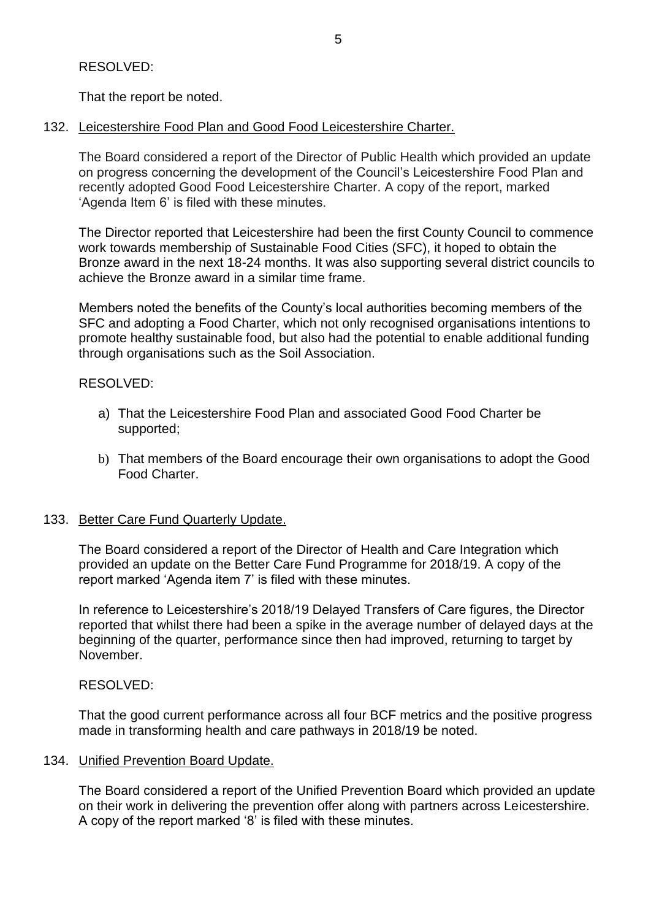RESOLVED:

That the report be noted.

132. Leicestershire Food Plan and Good Food Leicestershire Charter.

The Board considered a report of the Director of Public Health which provided an update on progress concerning the development of the Council's Leicestershire Food Plan and recently adopted Good Food Leicestershire Charter. A copy of the report, marked 'Agenda Item 6' is filed with these minutes.

The Director reported that Leicestershire had been the first County Council to commence work towards membership of Sustainable Food Cities (SFC), it hoped to obtain the Bronze award in the next 18-24 months. It was also supporting several district councils to achieve the Bronze award in a similar time frame.

Members noted the benefits of the County's local authorities becoming members of the SFC and adopting a Food Charter, which not only recognised organisations intentions to promote healthy sustainable food, but also had the potential to enable additional funding through organisations such as the Soil Association.

RESOLVED:

a) That the Leicestershire Food Plan and associated Good Food Charter be supported;

b) That members of the Board encourage their own organisations to adopt the Good Food Charter.

133. Better Care Fund Quarterly Update.

The Board considered a report of the Director of Health and Care Integration which provided an update on the Better Care Fund Programme for 2018/19. A copy of the report marked 'Agenda item 7' is filed with these minutes.

In reference to Leicestershire's 2018/19 Delayed Transfers of Care figures, the Director reported that whilst there had been a spike in the average number of delayed days at the beginning of the quarter, performance since then had improved, returning to target by November.

RESOLVED:

That the good current performance across all four BCF metrics and the positive progress made in transforming health and care pathways in 2018/19 be noted.

134. Unified Prevention Board Update.

The Board considered a report of the Unified Prevention Board which provided an update on their work in delivering the prevention offer along with partners across Leicestershire. A copy of the report marked '8' is filed with these minutes.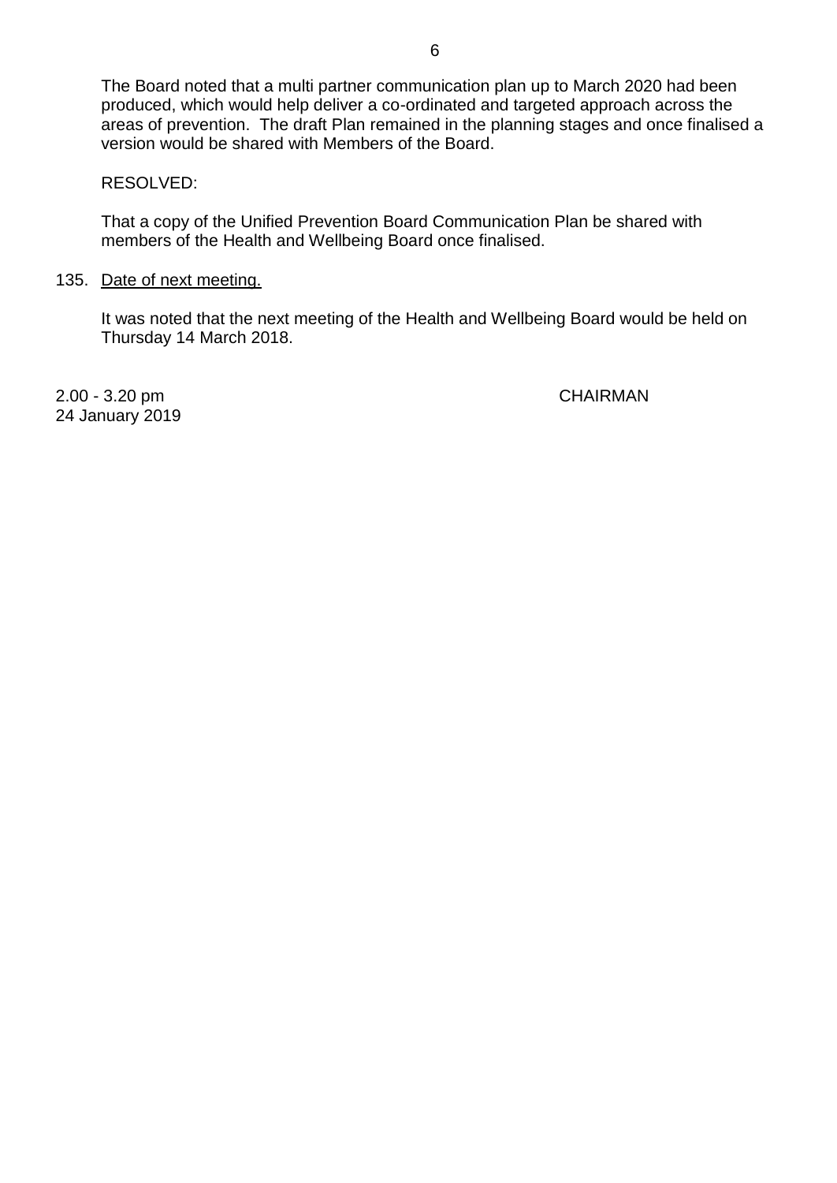The Board noted that a multi partner communication plan up to March 2020 had been produced, which would help deliver a co-ordinated and targeted approach across the areas of prevention. The draft Plan remained in the planning stages and once finalised a version would be shared with Members of the Board.

RESOLVED:

That a copy of the Unified Prevention Board Communication Plan be shared with members of the Health and Wellbeing Board once finalised.

135. Date of next meeting.

It was noted that the next meeting of the Health and Wellbeing Board would be held on Thursday 14 March 2018.

2.00 - 3.20 pm

24 January 2019

CHAIRMAN